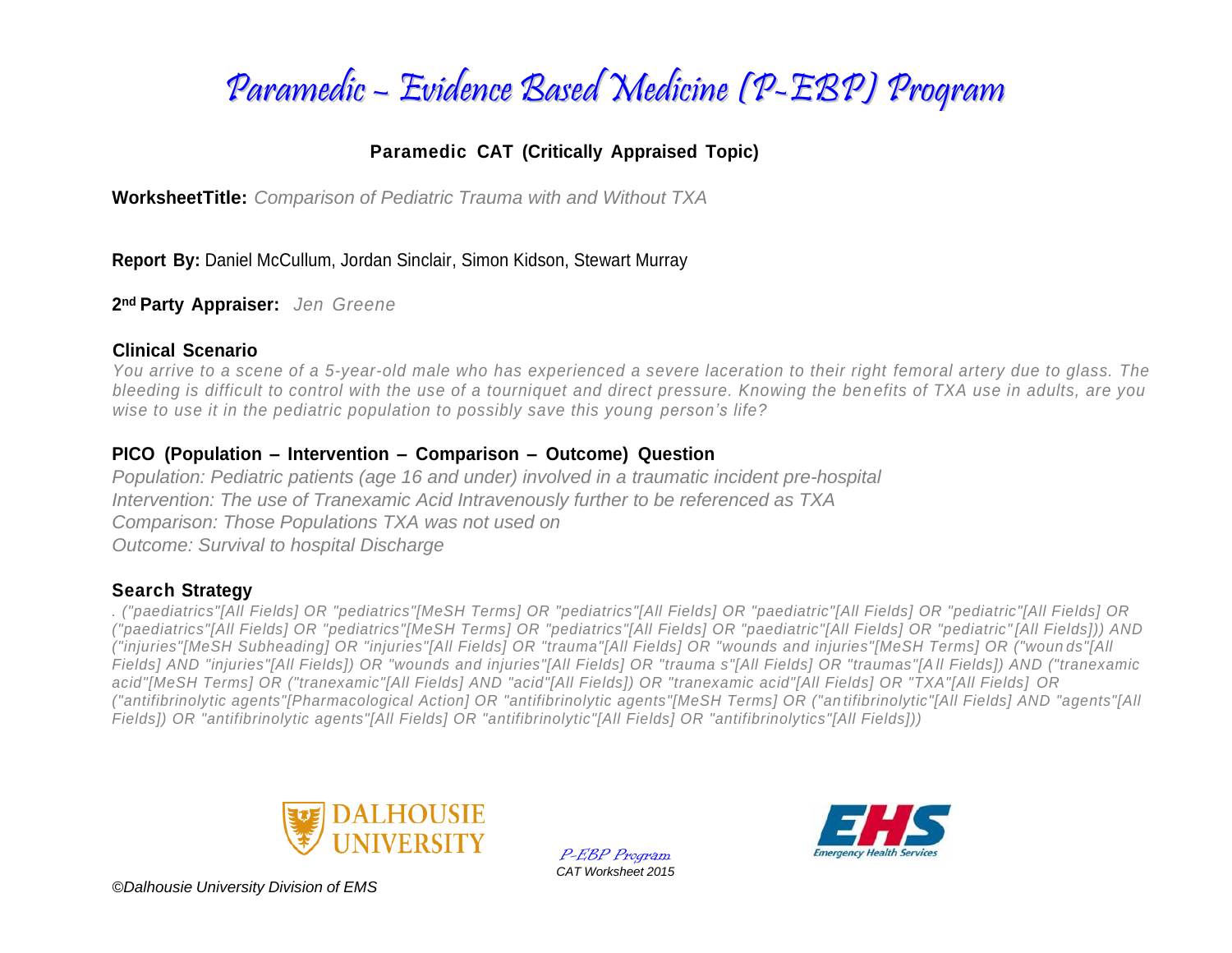# Paramedic – Evidence Based Medicine (P-EBP) Program

## Paramedic CAT (Critically Appraised Topic)

**WorksheetTitle:** *Comparison of Pediatric Trauma with and Without TXA*

**Report By:** Daniel McCullum, Jordan Sinclair, Simon Kidson, Stewart Murray

**2nd Party Appraiser:** *Jen Greene*

### Clinical Scenario

*You arrive to a scene of a 5-year-old male who has experienced a severe laceration to their right femoral artery due to glass. The bleeding is difficult to control with the use of a tourniquet and direct pressure. Knowing the benefits of TXA use in adults, are you wise to use it in the pediatric population to possibly save this young person's life?*

### PICO (Population – Intervention – Comparison – Outcome) Question

*Population: Pediatric patients (age 16 and under) involved in a traumatic incident pre-hospital*
*Intervention: The use of Tranexamic Acid Intravenously further to be referenced as TXA*
*Comparison: Those Populations TXA was not used on*
*Outcome: Survival to hospital Discharge*

### Search Strategy

*. ("paediatrics"[All Fields] OR "pediatrics"[MeSH Terms] OR "pediatrics"[All Fields] OR "paediatric"[All Fields] OR "pediatric"[All Fields] OR ("paediatrics"[All Fields] OR "pediatrics"[MeSH Terms] OR "pediatrics"[All Fields] OR "paediatric"[All Fields] OR "pediatric"[All Fields])) AND ("injuries"[MeSH Subheading] OR "injuries"[All Fields] OR "trauma"[All Fields] OR "wounds and injuries"[MeSH Terms] OR ("wounds"[All Fields] AND "injuries"[All Fields]) OR "wounds and injuries"[All Fields] OR "trauma s"[All Fields] OR "traumas"[All Fields]) AND ("tranexamic acid"[MeSH Terms] OR ("tranexamic"[All Fields] AND "acid"[All Fields]) OR "tranexamic acid"[All Fields] OR "TXA"[All Fields] OR ("antifibrinolytic agents"[Pharmacological Action] OR "antifibrinolytic agents"[MeSH Terms] OR ("antifibrinolytic"[All Fields] AND "agents"[All Fields]) OR "antifibrinolytic agents"[All Fields] OR "antifibrinolytic"[All Fields] OR "antifibrinolytics"[All Fields]))*

*©Dalhousie University Division of EMS*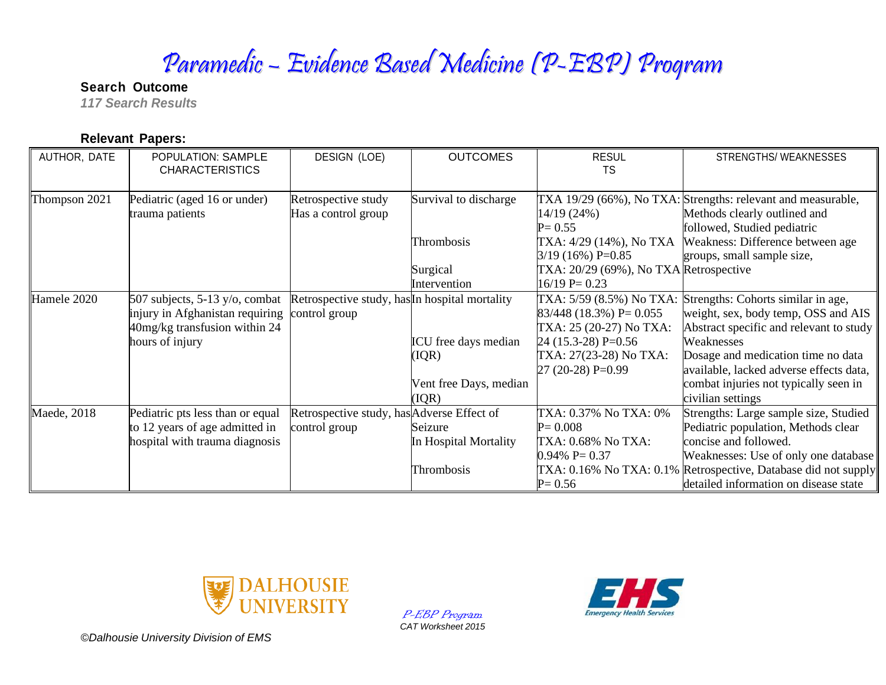# Paramedic – Evidence Based Medicine (P-EBP) Program

**Search Outcome**

***117 Search Results***

**Relevant Papers:**

| AUTHOR, DATE | POPULATION: SAMPLE CHARACTERISTICS | DESIGN (LOE) | OUTCOMES | RESULTS | STRENGTHS/ WEAKNESSES |
|---|---|---|---|---|---|
| Thompson 2021 | Pediatric (aged 16 or under) trauma patients | Retrospective study Has a control group | Survival to discharge<br><br>Thrombosis<br><br>Surgical Intervention | TXA 19/29 (66%), No TXA: 14/19 (24%) P= 0.55<br>TXA: 4/29 (14%), No TXA 3/19 (16%) P=0.85<br>TXA: 20/29 (69%), No TXA 16/19 P= 0.23 | Strengths: relevant and measurable, Methods clearly outlined and followed, Studied pediatric<br>Weakness: Difference between age groups, small sample size, Retrospective |
| Hamele 2020 | 507 subjects, 5-13 y/o, combat injury in Afghanistan requiring 40mg/kg transfusion within 24 hours of injury | Retrospective study, has control group | In hospital mortality<br><br>ICU free days median (IQR)<br><br>Vent free Days, median (IQR) | TXA: 5/59 (8.5%) No TXA: 83/448 (18.3%) P= 0.055<br>TXA: 25 (20-27) No TXA: 24 (15.3-28) P=0.56<br>TXA: 27(23-28) No TXA: 27 (20-28) P=0.99 | Strengths: Cohorts similar in age, weight, sex, body temp, OSS and AIS Abstract specific and relevant to study<br>Weaknesses<br>Dosage and medication time no data available, lacked adverse effects data, combat injuries not typically seen in civilian settings |
| Maede, 2018 | Pediatric pts less than or equal to 12 years of age admitted in hospital with trauma diagnosis | Retrospective study, has control group | Adverse Effect of Seizure<br>In Hospital Mortality<br><br>Thrombosis | TXA: 0.37% No TXA: 0% P= 0.008<br>TXA: 0.68% No TXA: 0.94% P= 0.37<br>TXA: 0.16% No TXA: 0.1% P= 0.56 | Strengths: Large sample size, Studied Pediatric population, Methods clear concise and followed.<br>Weaknesses: Use of only one database Retrospective, Database did not supply detailed information on disease state |

*P-EBP Program*
*CAT Worksheet 2015*

*©Dalhousie University Division of EMS*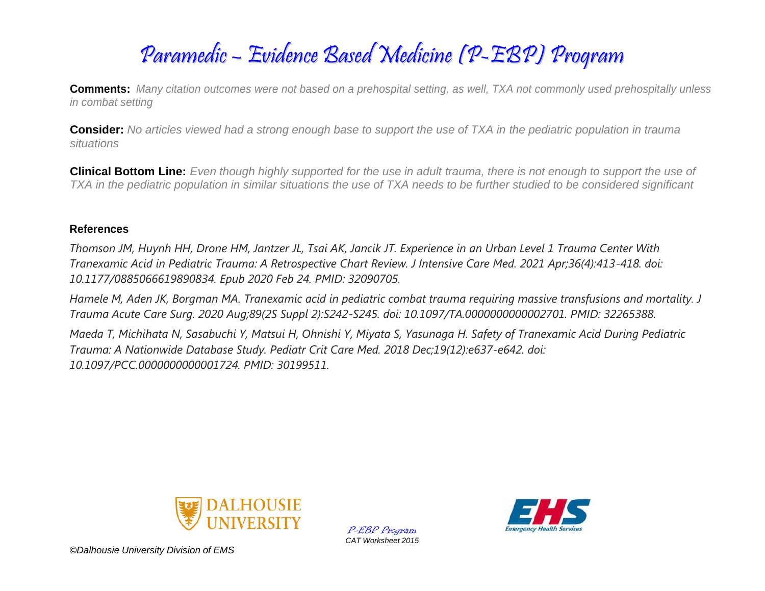# Paramedic – Evidence Based Medicine (P-EBP) Program

**Comments:** *Many citation outcomes were not based on a prehospital setting, as well, TXA not commonly used prehospitally unless in combat setting*

**Consider:** *No articles viewed had a strong enough base to support the use of TXA in the pediatric population in trauma situations*

**Clinical Bottom Line:** *Even though highly supported for the use in adult trauma, there is not enough to support the use of TXA in the pediatric population in similar situations the use of TXA needs to be further studied to be considered significant*

## References

*Thomson JM, Huynh HH, Drone HM, Jantzer JL, Tsai AK, Jancik JT. Experience in an Urban Level 1 Trauma Center With Tranexamic Acid in Pediatric Trauma: A Retrospective Chart Review. J Intensive Care Med. 2021 Apr;36(4):413-418. doi: 10.1177/0885066619890834. Epub 2020 Feb 24. PMID: 32090705.*

*Hamele M, Aden JK, Borgman MA. Tranexamic acid in pediatric combat trauma requiring massive transfusions and mortality. J Trauma Acute Care Surg. 2020 Aug;89(2S Suppl 2):S242-S245. doi: 10.1097/TA.0000000000002701. PMID: 32265388.*

*Maeda T, Michihata N, Sasabuchi Y, Matsui H, Ohnishi Y, Miyata S, Yasunaga H. Safety of Tranexamic Acid During Pediatric Trauma: A Nationwide Database Study. Pediatr Crit Care Med. 2018 Dec;19(12):e637-e642. doi: 10.1097/PCC.0000000000001724. PMID: 30199511.*

DALHOUSIE UNIVERSITY

*P-EBP Program*
*CAT Worksheet 2015*

EHS Emergency Health Services

*©Dalhousie University Division of EMS*